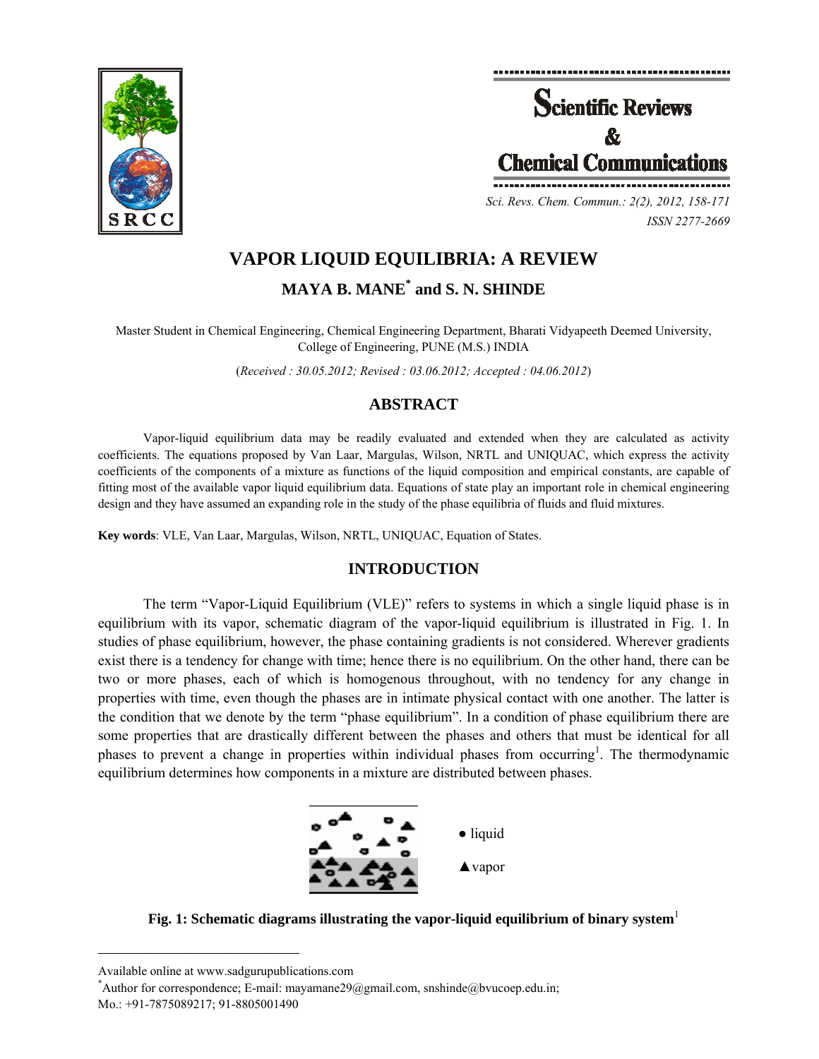# VAPOR LIQUID EQUILIBRIA: A REVIEW

**MAYA B. MANE[*] and S. N. SHINDE**

Master Student in Chemical Engineering, Chemical Engineering Department, Bharati Vidyapeeth Deemed University, College of Engineering, PUNE (M.S.) INDIA

(*Received : 30.05.2012; Revised : 03.06.2012; Accepted : 04.06.2012*)

## ABSTRACT

Vapor-liquid equilibrium data may be readily evaluated and extended when they are calculated as activity coefficients. The equations proposed by Van Laar, Margulas, Wilson, NRTL and UNIQUAC, which express the activity coefficients of the components of a mixture as functions of the liquid composition and empirical constants, are capable of fitting most of the available vapor liquid equilibrium data. Equations of state play an important role in chemical engineering design and they have assumed an expanding role in the study of the phase equilibria of fluids and fluid mixtures.

**Key words**: VLE, Van Laar, Margulas, Wilson, NRTL, UNIQUAC, Equation of States.

## INTRODUCTION

The term "Vapor-Liquid Equilibrium (VLE)" refers to systems in which a single liquid phase is in equilibrium with its vapor, schematic diagram of the vapor-liquid equilibrium is illustrated in Fig. 1. In studies of phase equilibrium, however, the phase containing gradients is not considered. Wherever gradients exist there is a tendency for change with time; hence there is no equilibrium. On the other hand, there can be two or more phases, each of which is homogenous throughout, with no tendency for any change in properties with time, even though the phases are in intimate physical contact with one another. The latter is the condition that we denote by the term "phase equilibrium". In a condition of phase equilibrium there are some properties that are drastically different between the phases and others that must be identical for all phases to prevent a change in properties within individual phases from occurring[1]. The thermodynamic equilibrium determines how components in a mixture are distributed between phases.

● liquid

▲ vapor

**Fig. 1: Schematic diagrams illustrating the vapor-liquid equilibrium of binary system**[1]

---

Available online at www.sadgurupublications.com

[*]Author for correspondence; E-mail: mayamane29@gmail.com, snshinde@bvucoep.edu.in; Mo.: +91-7875089217; 91-8805001490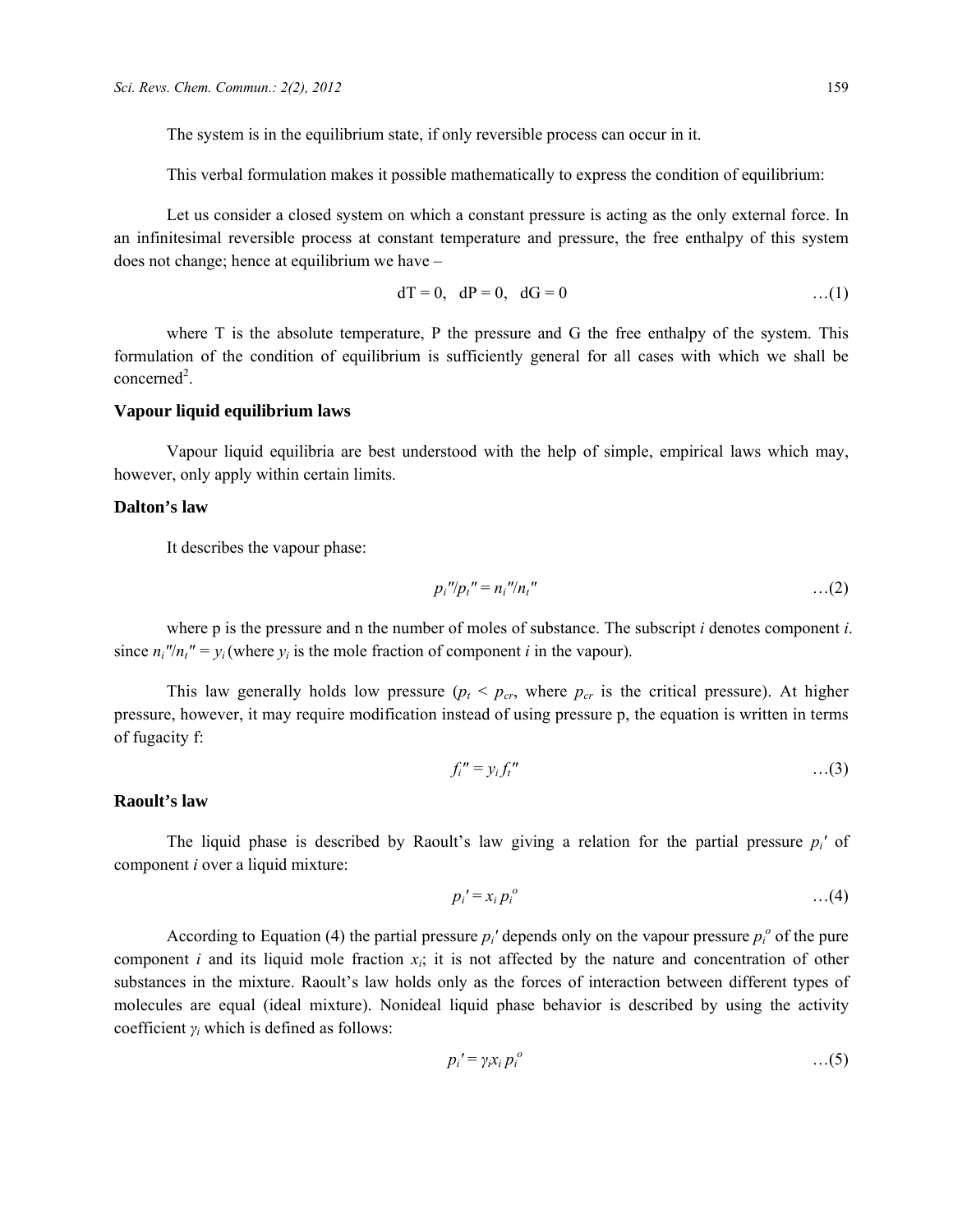The system is in the equilibrium state, if only reversible process can occur in it.

This verbal formulation makes it possible mathematically to express the condition of equilibrium:

Let us consider a closed system on which a constant pressure is acting as the only external force. In an infinitesimal reversible process at constant temperature and pressure, the free enthalpy of this system does not change; hence at equilibrium we have –

$$dT = 0, \quad dP = 0, \quad dG = 0 \qquad \ldots(1)$$

where T is the absolute temperature, P the pressure and G the free enthalpy of the system. This formulation of the condition of equilibrium is sufficiently general for all cases with which we shall be concerned[2].

### Vapour liquid equilibrium laws

Vapour liquid equilibria are best understood with the help of simple, empirical laws which may, however, only apply within certain limits.

### Dalton's law

It describes the vapour phase:

$$p_i''/p_t'' = n_i''/n_t'' \qquad \ldots(2)$$

where p is the pressure and n the number of moles of substance. The subscript *i* denotes component *i*. since $n_i''/n_t'' = y_i$ (where $y_i$ is the mole fraction of component *i* in the vapour).

This law generally holds low pressure ($p_t < p_{cr}$, where $p_{cr}$ is the critical pressure). At higher pressure, however, it may require modification instead of using pressure p, the equation is written in terms of fugacity f:

$$f_i'' = y_i f_t'' \qquad \ldots(3)$$

### Raoult's law

The liquid phase is described by Raoult's law giving a relation for the partial pressure $p_i'$ of component *i* over a liquid mixture:

$$p_i' = x_i p_i^o \qquad \ldots(4)$$

According to Equation (4) the partial pressure $p_i'$ depends only on the vapour pressure $p_i^o$ of the pure component *i* and its liquid mole fraction $x_i$; it is not affected by the nature and concentration of other substances in the mixture. Raoult's law holds only as the forces of interaction between different types of molecules are equal (ideal mixture). Nonideal liquid phase behavior is described by using the activity coefficient $\gamma_i$ which is defined as follows:

$$p_i' = \gamma_i x_i p_i^o \qquad \ldots(5)$$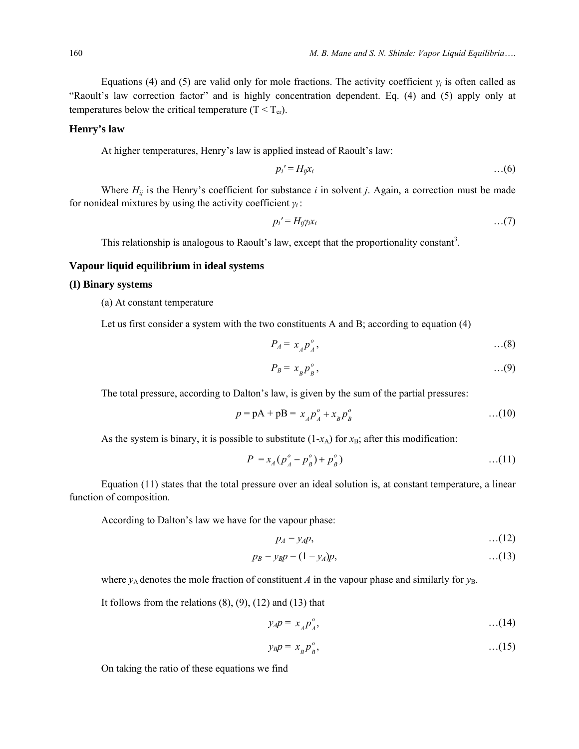Equations (4) and (5) are valid only for mole fractions. The activity coefficient $\gamma_i$ is often called as "Raoult's law correction factor" and is highly concentration dependent. Eq. (4) and (5) apply only at temperatures below the critical temperature ($T < T_{cr}$).

### Henry's law

At higher temperatures, Henry's law is applied instead of Raoult's law:

$$p_i' = H_{ij}x_i \qquad \ldots(6)$$

Where $H_{ij}$ is the Henry's coefficient for substance $i$ in solvent $j$. Again, a correction must be made for nonideal mixtures by using the activity coefficient $\gamma_i$ :

$$p_i' = H_{ij}\gamma_i x_i \qquad \ldots(7)$$

This relationship is analogous to Raoult's law, except that the proportionality constant[3].

### Vapour liquid equilibrium in ideal systems

#### (I) Binary systems

(a) At constant temperature

Let us first consider a system with the two constituents A and B; according to equation (4)

$$P_A = x_A p_A^o, \qquad \ldots(8)$$

$$P_B = x_B p_B^o, \qquad \ldots(9)$$

The total pressure, according to Dalton's law, is given by the sum of the partial pressures:

$$p = \text{pA} + \text{pB} = x_A p_A^o + x_B p_B^o \qquad \ldots(10)$$

As the system is binary, it is possible to substitute ($1$-$x_A$) for $x_B$; after this modification:

$$P = x_A(p_A^o - p_B^o) + p_B^o) \qquad \ldots(11)$$

Equation (11) states that the total pressure over an ideal solution is, at constant temperature, a linear function of composition.

According to Dalton's law we have for the vapour phase:

$$p_A = y_A p, \qquad \ldots(12)$$

$$p_B = y_B p = (1 - y_A)p, \qquad \ldots(13)$$

where $y_A$ denotes the mole fraction of constituent $A$ in the vapour phase and similarly for $y_B$.

It follows from the relations (8), (9), (12) and (13) that

$$y_A p = x_A p_A^o, \qquad \ldots(14)$$

$$y_B p = x_B p_B^o, \qquad \ldots(15)$$

On taking the ratio of these equations we find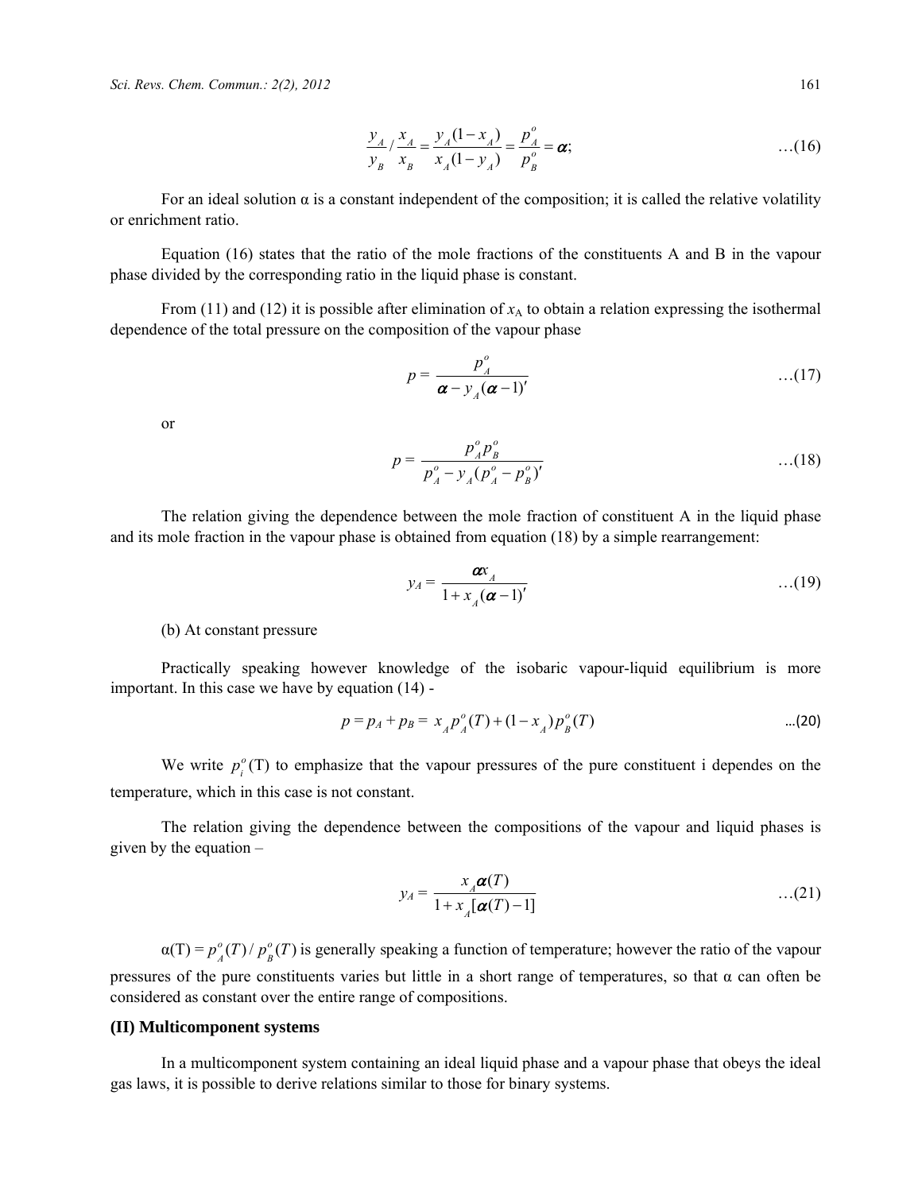$$\frac{y_A}{y_B} / \frac{x_A}{x_B} = \frac{y_A(1-x_A)}{x_A(1-y_A)} = \frac{p_A^o}{p_B^o} = \alpha; \quad \ldots(16)$$

For an ideal solution α is a constant independent of the composition; it is called the relative volatility or enrichment ratio.

Equation (16) states that the ratio of the mole fractions of the constituents A and B in the vapour phase divided by the corresponding ratio in the liquid phase is constant.

From (11) and (12) it is possible after elimination of $x_A$ to obtain a relation expressing the isothermal dependence of the total pressure on the composition of the vapour phase

$$p = \frac{p_A^o}{\alpha - y_A(\alpha - 1)'} \quad \ldots(17)$$

or

$$p = \frac{p_A^o p_B^o}{p_A^o - y_A(p_A^o - p_B^o)'} \quad \ldots(18)$$

The relation giving the dependence between the mole fraction of constituent A in the liquid phase and its mole fraction in the vapour phase is obtained from equation (18) by a simple rearrangement:

$$y_A = \frac{\alpha x_A}{1 + x_A(\alpha - 1)'} \quad \ldots(19)$$

(b) At constant pressure

Practically speaking however knowledge of the isobaric vapour-liquid equilibrium is more important. In this case we have by equation (14) -

$$p = p_A + p_B = x_A p_A^o(T) + (1 - x_A) p_B^o(T) \quad \ldots(20)$$

We write $p_i^o(\mathrm{T})$ to emphasize that the vapour pressures of the pure constituent i dependes on the temperature, which in this case is not constant.

The relation giving the dependence between the compositions of the vapour and liquid phases is given by the equation –

$$y_A = \frac{x_A \alpha(T)}{1 + x_A[\alpha(T) - 1]} \quad \ldots(21)$$

$\alpha(\mathrm{T}) = p_A^o(T) / p_B^o(T)$ is generally speaking a function of temperature; however the ratio of the vapour pressures of the pure constituents varies but little in a short range of temperatures, so that α can often be considered as constant over the entire range of compositions.

### (II) Multicomponent systems

In a multicomponent system containing an ideal liquid phase and a vapour phase that obeys the ideal gas laws, it is possible to derive relations similar to those for binary systems.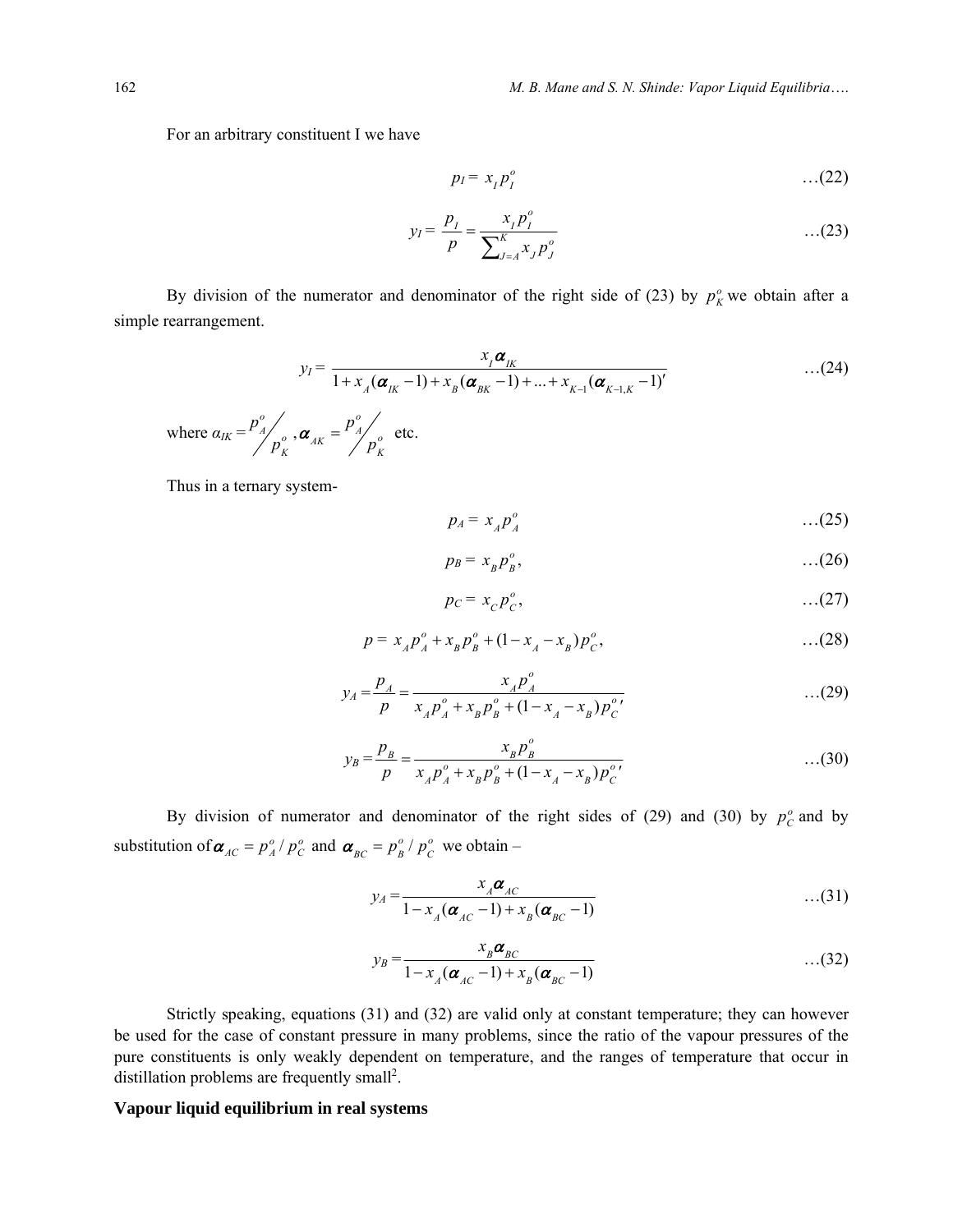For an arbitrary constituent I we have

$$p_I = x_I p_I^o \qquad \text{…(22)}$$

$$y_I = \frac{p_I}{p} = \frac{x_I p_I^o}{\sum_{J=A}^{K} x_J p_J^o} \qquad \text{…(23)}$$

By division of the numerator and denominator of the right side of (23) by $p_K^o$ we obtain after a simple rearrangement.

$$y_I = \frac{x_I \alpha_{IK}}{1 + x_A(\alpha_{IK} - 1) + x_B(\alpha_{BK} - 1) + ... + x_{K-1}(\alpha_{K-1,K} - 1)'} \qquad \text{…(24)}$$

where $\alpha_{IK} = p_A^o / p_K^o$, $\alpha_{AK} = p_A^o / p_K^o$ etc.

Thus in a ternary system-

$$p_A = x_A p_A^o \qquad \text{…(25)}$$

$$p_B = x_B p_B^o, \qquad \text{…(26)}$$

$$p_C = x_C p_C^o, \qquad \text{…(27)}$$

$$p = x_A p_A^o + x_B p_B^o + (1 - x_A - x_B) p_C^o, \qquad \text{…(28)}$$

$$y_A = \frac{p_A}{p} = \frac{x_A p_A^o}{x_A p_A^o + x_B p_B^o + (1 - x_A - x_B) p_C^{o\prime}} \qquad \text{…(29)}$$

$$y_B = \frac{p_B}{p} = \frac{x_B p_B^o}{x_A p_A^o + x_B p_B^o + (1 - x_A - x_B) p_C^{o\prime}} \qquad \text{…(30)}$$

By division of numerator and denominator of the right sides of (29) and (30) by $p_C^o$ and by substitution of $\alpha_{AC} = p_A^o / p_C^o$ and $\alpha_{BC} = p_B^o / p_C^o$ we obtain –

$$y_A = \frac{x_A \alpha_{AC}}{1 - x_A(\alpha_{AC} - 1) + x_B(\alpha_{BC} - 1)} \qquad \text{…(31)}$$

$$y_B = \frac{x_B \alpha_{BC}}{1 - x_A(\alpha_{AC} - 1) + x_B(\alpha_{BC} - 1)} \qquad \text{…(32)}$$

Strictly speaking, equations (31) and (32) are valid only at constant temperature; they can however be used for the case of constant pressure in many problems, since the ratio of the vapour pressures of the pure constituents is only weakly dependent on temperature, and the ranges of temperature that occur in distillation problems are frequently small[2].

### Vapour liquid equilibrium in real systems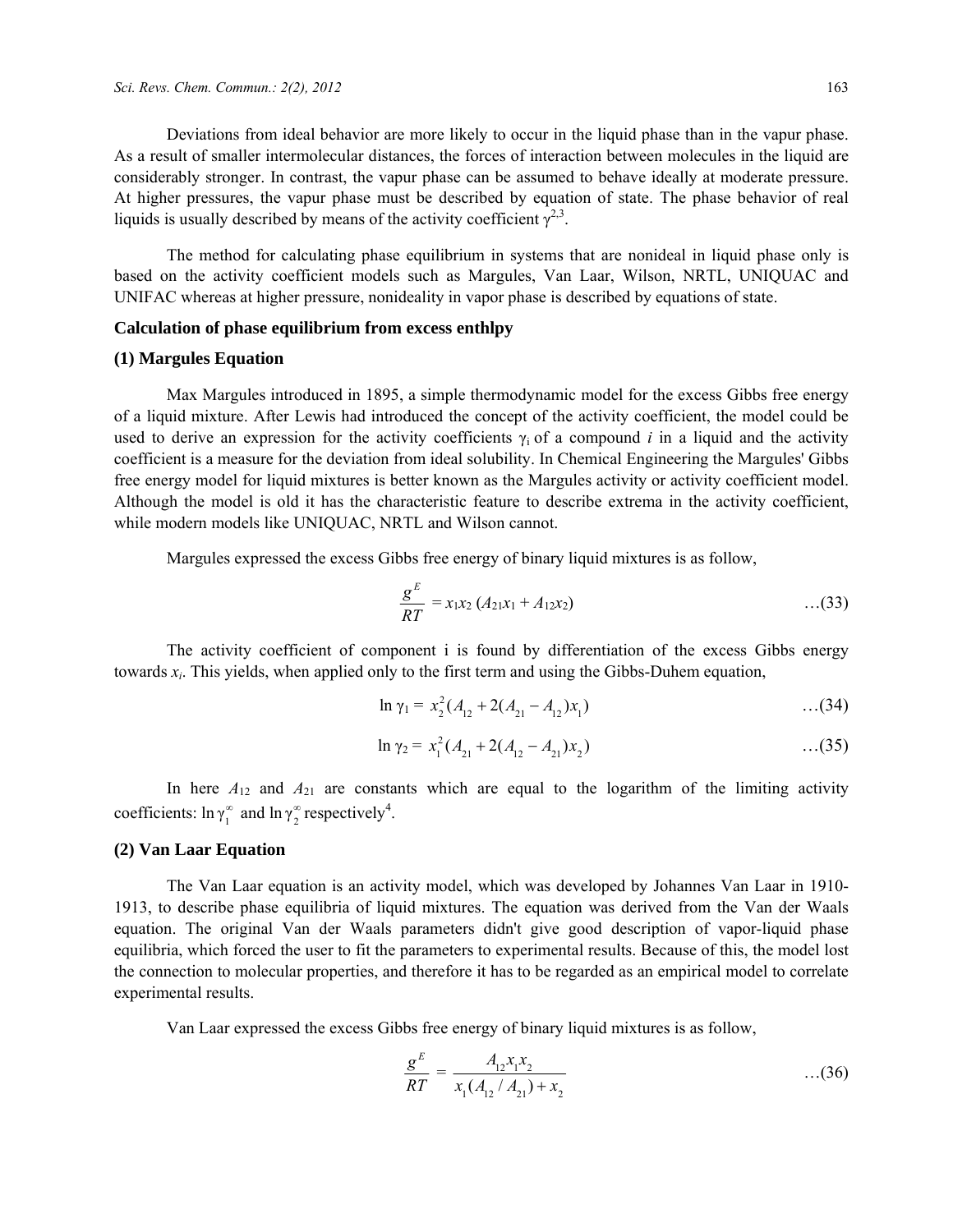Deviations from ideal behavior are more likely to occur in the liquid phase than in the vapur phase. As a result of smaller intermolecular distances, the forces of interaction between molecules in the liquid are considerably stronger. In contrast, the vapur phase can be assumed to behave ideally at moderate pressure. At higher pressures, the vapur phase must be described by equation of state. The phase behavior of real liquids is usually described by means of the activity coefficient $\gamma$[2,3].

The method for calculating phase equilibrium in systems that are nonideal in liquid phase only is based on the activity coefficient models such as Margules, Van Laar, Wilson, NRTL, UNIQUAC and UNIFAC whereas at higher pressure, nonideality in vapor phase is described by equations of state.

### Calculation of phase equilibrium from excess enthlpy

### (1) Margules Equation

Max Margules introduced in 1895, a simple thermodynamic model for the excess Gibbs free energy of a liquid mixture. After Lewis had introduced the concept of the activity coefficient, the model could be used to derive an expression for the activity coefficients $\gamma_i$ of a compound *i* in a liquid and the activity coefficient is a measure for the deviation from ideal solubility. In Chemical Engineering the Margules' Gibbs free energy model for liquid mixtures is better known as the Margules activity or activity coefficient model. Although the model is old it has the characteristic feature to describe extrema in the activity coefficient, while modern models like UNIQUAC, NRTL and Wilson cannot.

Margules expressed the excess Gibbs free energy of binary liquid mixtures is as follow,

$$\frac{g^E}{RT} = x_1 x_2 \, (A_{21} x_1 + A_{12} x_2) \qquad \ldots(33)$$

The activity coefficient of component i is found by differentiation of the excess Gibbs energy towards $x_i$. This yields, when applied only to the first term and using the Gibbs-Duhem equation,

$$\ln \gamma_1 = x_2^2 (A_{12} + 2(A_{21} - A_{12}) x_1) \qquad \ldots(34)$$

$$\ln \gamma_2 = x_1^2 (A_{21} + 2(A_{12} - A_{21}) x_2) \qquad \ldots(35)$$

In here $A_{12}$ and $A_{21}$ are constants which are equal to the logarithm of the limiting activity coefficients: $\ln \gamma_1^\infty$ and $\ln \gamma_2^\infty$ respectively[4].

### (2) Van Laar Equation

The Van Laar equation is an activity model, which was developed by Johannes Van Laar in 1910-1913, to describe phase equilibria of liquid mixtures. The equation was derived from the Van der Waals equation. The original Van der Waals parameters didn't give good description of vapor-liquid phase equilibria, which forced the user to fit the parameters to experimental results. Because of this, the model lost the connection to molecular properties, and therefore it has to be regarded as an empirical model to correlate experimental results.

Van Laar expressed the excess Gibbs free energy of binary liquid mixtures is as follow,

$$\frac{g^E}{RT} = \frac{A_{12} x_1 x_2}{x_1 (A_{12} / A_{21}) + x_2} \qquad \ldots(36)$$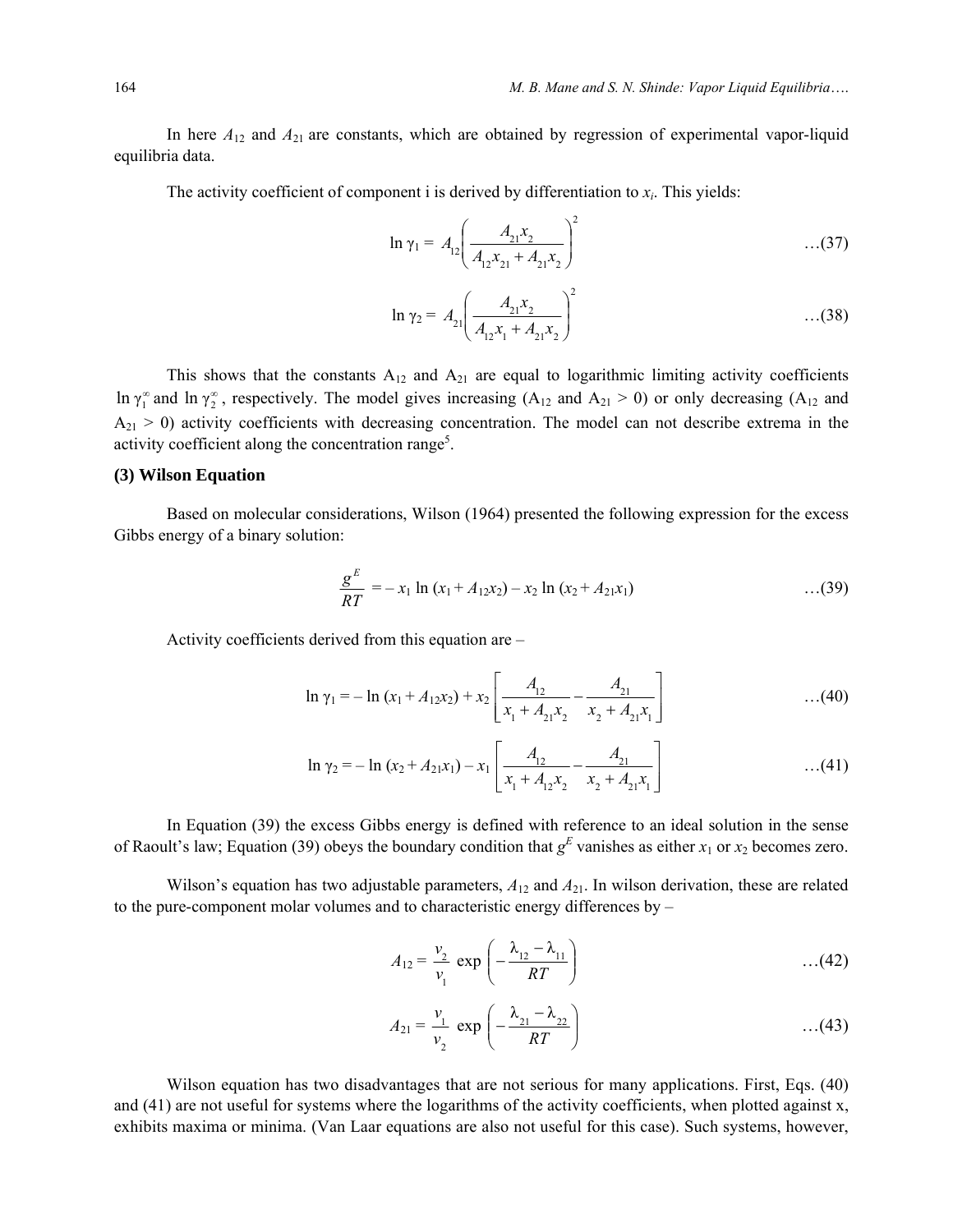In here $A_{12}$ and $A_{21}$ are constants, which are obtained by regression of experimental vapor-liquid equilibria data.

The activity coefficient of component i is derived by differentiation to $x_i$. This yields:

$$\ln \gamma_1 = A_{12}\left(\frac{A_{21}x_2}{A_{12}x_{21} + A_{21}x_2}\right)^2 \quad \ldots(37)$$

$$\ln \gamma_2 = A_{21}\left(\frac{A_{21}x_2}{A_{12}x_1 + A_{21}x_2}\right)^2 \quad \ldots(38)$$

This shows that the constants $A_{12}$ and $A_{21}$ are equal to logarithmic limiting activity coefficients $\ln \gamma_1^\infty$ and $\ln \gamma_2^\infty$, respectively. The model gives increasing ($A_{12}$ and $A_{21} > 0$) or only decreasing ($A_{12}$ and $A_{21} > 0$) activity coefficients with decreasing concentration. The model can not describe extrema in the activity coefficient along the concentration range[5].

### (3) Wilson Equation

Based on molecular considerations, Wilson (1964) presented the following expression for the excess Gibbs energy of a binary solution:

$$\frac{g^E}{RT} = -\, x_1 \ln (x_1 + A_{12}x_2) - x_2 \ln (x_2 + A_{21}x_1) \quad \ldots(39)$$

Activity coefficients derived from this equation are –

$$\ln \gamma_1 = -\ln (x_1 + A_{12}x_2) + x_2 \left[\frac{A_{12}}{x_1 + A_{21}x_2} - \frac{A_{21}}{x_2 + A_{21}x_1}\right] \quad \ldots(40)$$

$$\ln \gamma_2 = -\ln (x_2 + A_{21}x_1) - x_1 \left[\frac{A_{12}}{x_1 + A_{12}x_2} - \frac{A_{21}}{x_2 + A_{21}x_1}\right] \quad \ldots(41)$$

In Equation (39) the excess Gibbs energy is defined with reference to an ideal solution in the sense of Raoult's law; Equation (39) obeys the boundary condition that $g^E$ vanishes as either $x_1$ or $x_2$ becomes zero.

Wilson's equation has two adjustable parameters, $A_{12}$ and $A_{21}$. In wilson derivation, these are related to the pure-component molar volumes and to characteristic energy differences by –

$$A_{12} = \frac{v_2}{v_1} \exp\left(-\frac{\lambda_{12} - \lambda_{11}}{RT}\right) \quad \ldots(42)$$

$$A_{21} = \frac{v_1}{v_2} \exp\left(-\frac{\lambda_{21} - \lambda_{22}}{RT}\right) \quad \ldots(43)$$

Wilson equation has two disadvantages that are not serious for many applications. First, Eqs. (40) and (41) are not useful for systems where the logarithms of the activity coefficients, when plotted against x, exhibits maxima or minima. (Van Laar equations are also not useful for this case). Such systems, however,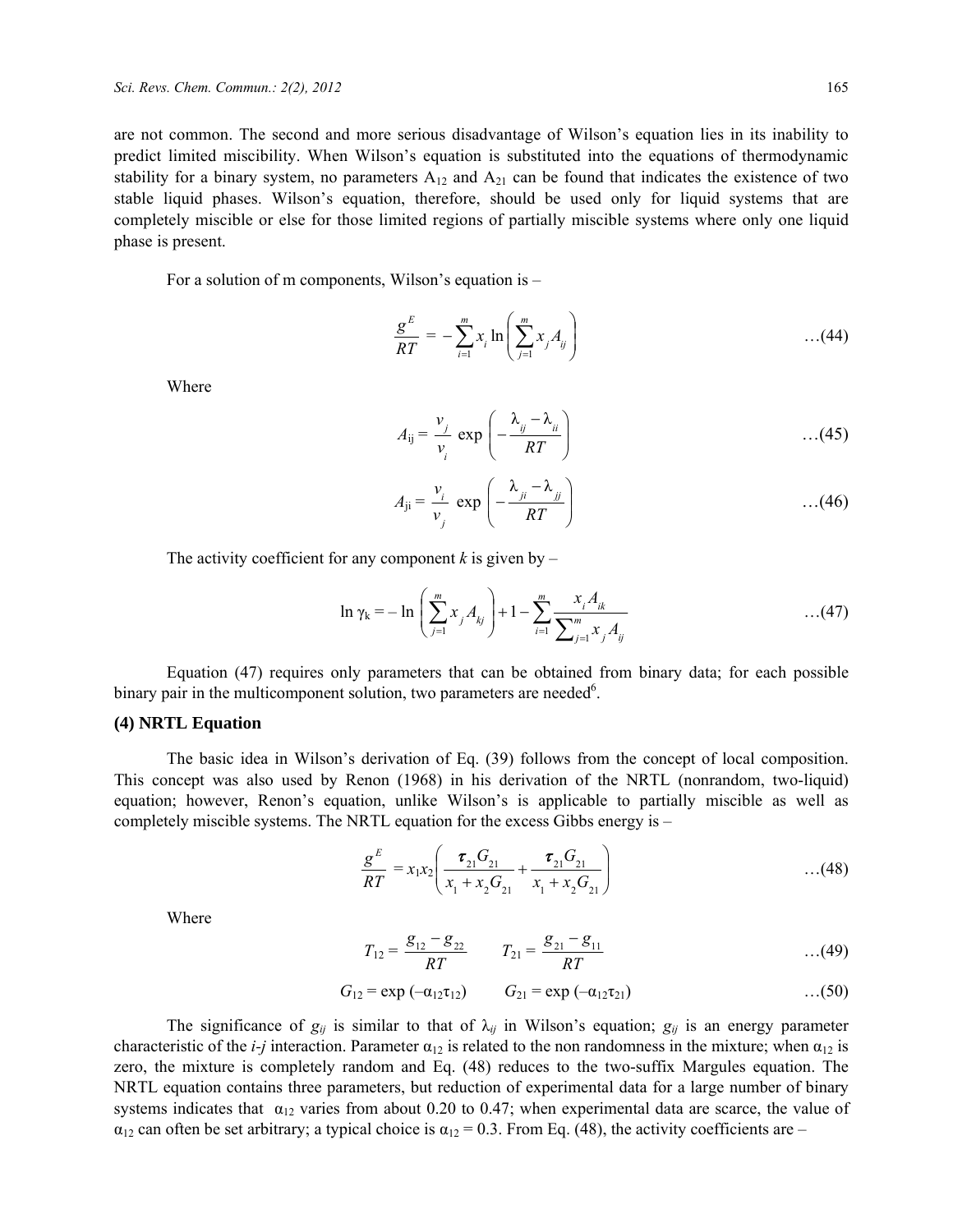are not common. The second and more serious disadvantage of Wilson's equation lies in its inability to predict limited miscibility. When Wilson's equation is substituted into the equations of thermodynamic stability for a binary system, no parameters $A_{12}$ and $A_{21}$ can be found that indicates the existence of two stable liquid phases. Wilson's equation, therefore, should be used only for liquid systems that are completely miscible or else for those limited regions of partially miscible systems where only one liquid phase is present.

For a solution of m components, Wilson's equation is –

$$\frac{g^E}{RT} = -\sum_{i=1}^{m} x_i \ln\left(\sum_{j=1}^{m} x_j A_{ij}\right) \quad \text{...(44)}$$

Where

$$A_{ij} = \frac{v_j}{v_i} \exp\left(-\frac{\lambda_{ij} - \lambda_{ii}}{RT}\right) \quad \text{...(45)}$$

$$A_{ji} = \frac{v_i}{v_j} \exp\left(-\frac{\lambda_{ji} - \lambda_{jj}}{RT}\right) \quad \text{...(46)}$$

The activity coefficient for any component *k* is given by –

$$\ln \gamma_k = -\ln\left(\sum_{j=1}^{m} x_j A_{kj}\right) + 1 - \sum_{i=1}^{m} \frac{x_i A_{ik}}{\sum_{j=1}^{m} x_j A_{ij}} \quad \text{...(47)}$$

Equation (47) requires only parameters that can be obtained from binary data; for each possible binary pair in the multicomponent solution, two parameters are needed[6].

### (4) NRTL Equation

The basic idea in Wilson's derivation of Eq. (39) follows from the concept of local composition. This concept was also used by Renon (1968) in his derivation of the NRTL (nonrandom, two-liquid) equation; however, Renon's equation, unlike Wilson's is applicable to partially miscible as well as completely miscible systems. The NRTL equation for the excess Gibbs energy is –

$$\frac{g^E}{RT} = x_1 x_2 \left(\frac{\tau_{21} G_{21}}{x_1 + x_2 G_{21}} + \frac{\tau_{21} G_{21}}{x_1 + x_2 G_{21}}\right) \quad \text{...(48)}$$

Where

$$T_{12} = \frac{g_{12} - g_{22}}{RT} \qquad T_{21} = \frac{g_{21} - g_{11}}{RT} \quad \text{...(49)}$$

$$G_{12} = \exp(-\alpha_{12}\tau_{12}) \qquad G_{21} = \exp(-\alpha_{12}\tau_{21}) \quad \text{...(50)}$$

The significance of $g_{ij}$ is similar to that of $\lambda_{ij}$ in Wilson's equation; $g_{ij}$ is an energy parameter characteristic of the *i-j* interaction. Parameter $\alpha_{12}$ is related to the non randomness in the mixture; when $\alpha_{12}$ is zero, the mixture is completely random and Eq. (48) reduces to the two-suffix Margules equation. The NRTL equation contains three parameters, but reduction of experimental data for a large number of binary systems indicates that $\alpha_{12}$ varies from about 0.20 to 0.47; when experimental data are scarce, the value of $\alpha_{12}$ can often be set arbitrary; a typical choice is $\alpha_{12} = 0.3$. From Eq. (48), the activity coefficients are –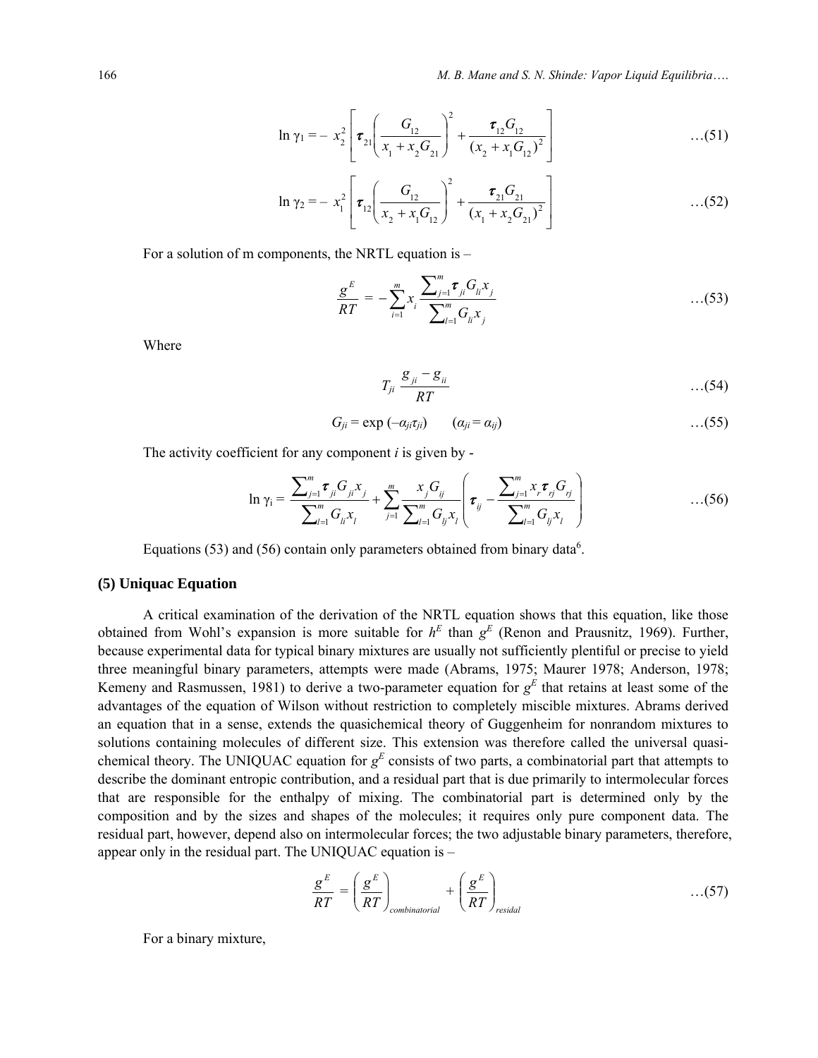$$\ln \gamma_1 = - x_2^2 \left[ \tau_{21} \left( \frac{G_{12}}{x_1 + x_2 G_{21}} \right)^2 + \frac{\tau_{12} G_{12}}{(x_2 + x_1 G_{12})^2} \right] \qquad \ldots(51)$$

$$\ln \gamma_2 = - x_1^2 \left[ \tau_{12} \left( \frac{G_{12}}{x_2 + x_1 G_{12}} \right)^2 + \frac{\tau_{21} G_{21}}{(x_1 + x_2 G_{21})^2} \right] \qquad \ldots(52)$$

For a solution of m components, the NRTL equation is –

$$\frac{g^E}{RT} = - \sum_{i=1}^{m} x_i \frac{\sum_{j=1}^{m} \tau_{ji} G_{li} x_j}{\sum_{l=1}^{m} G_{li} x_j} \qquad \ldots(53)$$

Where

$$T_{ji} \frac{g_{ji} - g_{ii}}{RT} \qquad \ldots(54)$$

$$G_{ji} = \exp(-\alpha_{ji} \tau_{ji}) \qquad (\alpha_{ji} = \alpha_{ij}) \qquad \ldots(55)$$

The activity coefficient for any component *i* is given by -

$$\ln \gamma_i = \frac{\sum_{j=1}^{m} \tau_{ji} G_{ji} x_j}{\sum_{l=1}^{m} G_{li} x_l} + \sum_{j=1}^{m} \frac{x_j G_{ij}}{\sum_{l=1}^{m} G_{lj} x_l} \left( \tau_{ij} - \frac{\sum_{j=1}^{m} x_r \tau_{rj} G_{rj}}{\sum_{l=1}^{m} G_{lj} x_l} \right) \qquad \ldots(56)$$

Equations (53) and (56) contain only parameters obtained from binary data[6].

### (5) Uniquac Equation

A critical examination of the derivation of the NRTL equation shows that this equation, like those obtained from Wohl's expansion is more suitable for $h^E$ than $g^E$ (Renon and Prausnitz, 1969). Further, because experimental data for typical binary mixtures are usually not sufficiently plentiful or precise to yield three meaningful binary parameters, attempts were made (Abrams, 1975; Maurer 1978; Anderson, 1978; Kemeny and Rasmussen, 1981) to derive a two-parameter equation for $g^E$ that retains at least some of the advantages of the equation of Wilson without restriction to completely miscible mixtures. Abrams derived an equation that in a sense, extends the quasichemical theory of Guggenheim for nonrandom mixtures to solutions containing molecules of different size. This extension was therefore called the universal quasi-chemical theory. The UNIQUAC equation for $g^E$ consists of two parts, a combinatorial part that attempts to describe the dominant entropic contribution, and a residual part that is due primarily to intermolecular forces that are responsible for the enthalpy of mixing. The combinatorial part is determined only by the composition and by the sizes and shapes of the molecules; it requires only pure component data. The residual part, however, depend also on intermolecular forces; the two adjustable binary parameters, therefore, appear only in the residual part. The UNIQUAC equation is –

$$\frac{g^E}{RT} = \left( \frac{g^E}{RT} \right)_{combinatorial} + \left( \frac{g^E}{RT} \right)_{residal} \qquad \ldots(57)$$

For a binary mixture,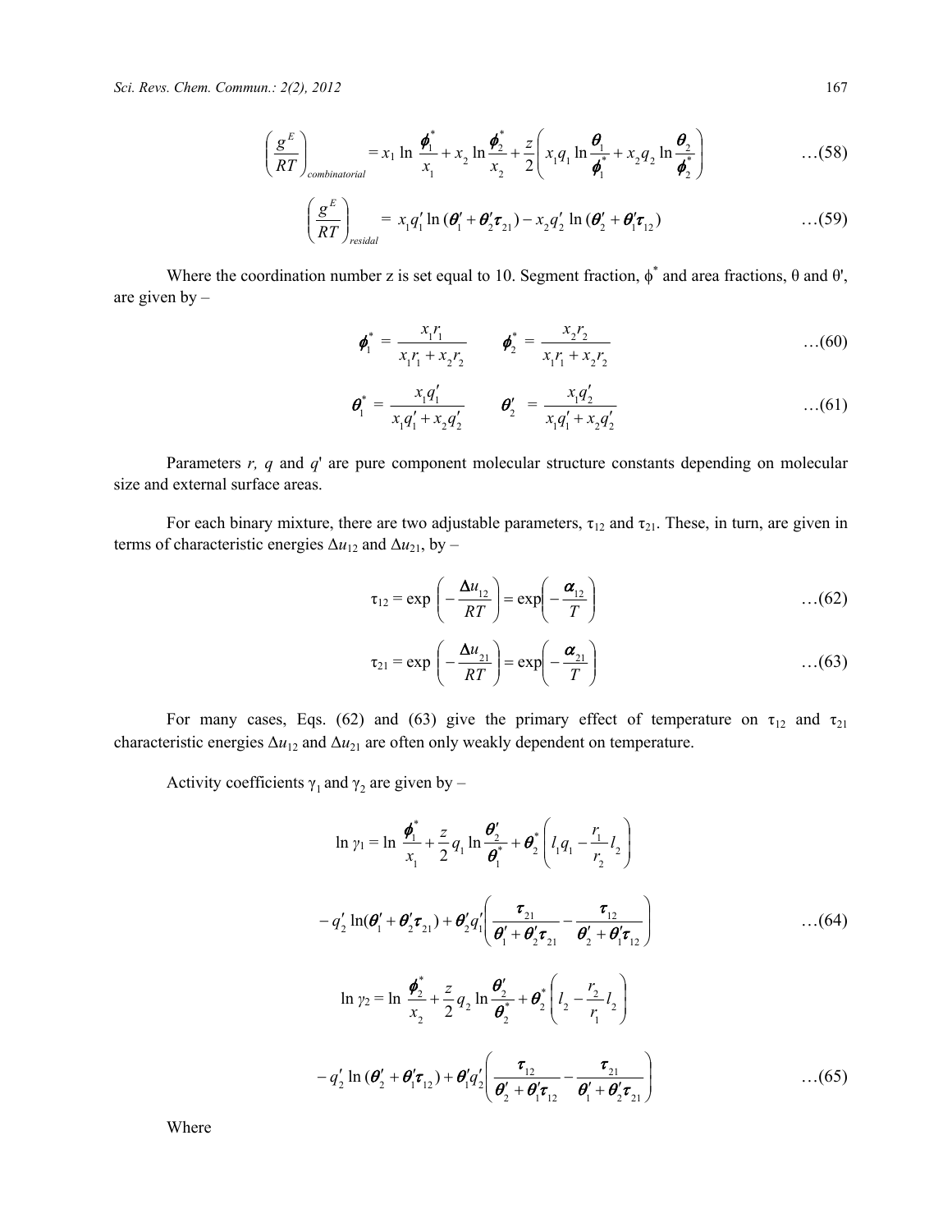$$\left(\frac{g^E}{RT}\right)_{combinatorial} = x_1 \ln \frac{\phi_1^*}{x_1} + x_2 \ln \frac{\phi_2^*}{x_2} + \frac{z}{2}\left(x_1 q_1 \ln \frac{\theta_1}{\phi_1^*} + x_2 q_2 \ln \frac{\theta_2}{\phi_2^*}\right) \quad \ldots(58)$$

$$\left(\frac{g^E}{RT}\right)_{residal} = x_1 q_1' \ln(\theta_1' + \theta_2' \tau_{21}) - x_2 q_2' \ln(\theta_2' + \theta_1' \tau_{12}) \quad \ldots(59)$$

Where the coordination number z is set equal to 10. Segment fraction, $\phi^*$ and area fractions, $\theta$ and $\theta'$, are given by –

$$\phi_1^* = \frac{x_1 r_1}{x_1 r_1 + x_2 r_2} \qquad \phi_2^* = \frac{x_2 r_2}{x_1 r_1 + x_2 r_2} \quad \ldots(60)$$

$$\theta_1^* = \frac{x_1 q_1'}{x_1 q_1' + x_2 q_2'} \qquad \theta_2' = \frac{x_1 q_2'}{x_1 q_1' + x_2 q_2'} \quad \ldots(61)$$

Parameters *r, q* and *q'* are pure component molecular structure constants depending on molecular size and external surface areas.

For each binary mixture, there are two adjustable parameters, $\tau_{12}$ and $\tau_{21}$. These, in turn, are given in terms of characteristic energies $\Delta u_{12}$ and $\Delta u_{21}$, by –

$$\tau_{12} = \exp\left(-\frac{\Delta u_{12}}{RT}\right) = \exp\left(-\frac{\alpha_{12}}{T}\right) \quad \ldots(62)$$

$$\tau_{21} = \exp\left(-\frac{\Delta u_{21}}{RT}\right) = \exp\left(-\frac{\alpha_{21}}{T}\right) \quad \ldots(63)$$

For many cases, Eqs. (62) and (63) give the primary effect of temperature on $\tau_{12}$ and $\tau_{21}$ characteristic energies $\Delta u_{12}$ and $\Delta u_{21}$ are often only weakly dependent on temperature.

Activity coefficients $\gamma_1$ and $\gamma_2$ are given by –

$$\ln \gamma_1 = \ln \frac{\phi_1^*}{x_1} + \frac{z}{2} q_1 \ln \frac{\theta_2'}{\theta_1^*} + \theta_2^* \left(l_1 q_1 - \frac{r_1}{r_2} l_2\right)$$

$$- q_2' \ln(\theta_1' + \theta_2' \tau_{21}) + \theta_2' q_1' \left(\frac{\tau_{21}}{\theta_1' + \theta_2' \tau_{21}} - \frac{\tau_{12}}{\theta_2' + \theta_1' \tau_{12}}\right) \quad \ldots(64)$$

$$\ln \gamma_2 = \ln \frac{\phi_2^*}{x_2} + \frac{z}{2} q_2 \ln \frac{\theta_2'}{\theta_2^*} + \theta_2^* \left(l_2 - \frac{r_2}{r_1} l_2\right)$$

$$- q_2' \ln(\theta_2' + \theta_1' \tau_{12}) + \theta_1' q_2' \left(\frac{\tau_{12}}{\theta_2' + \theta_1' \tau_{12}} - \frac{\tau_{21}}{\theta_1' + \theta_2' \tau_{21}}\right) \quad \ldots(65)$$

Where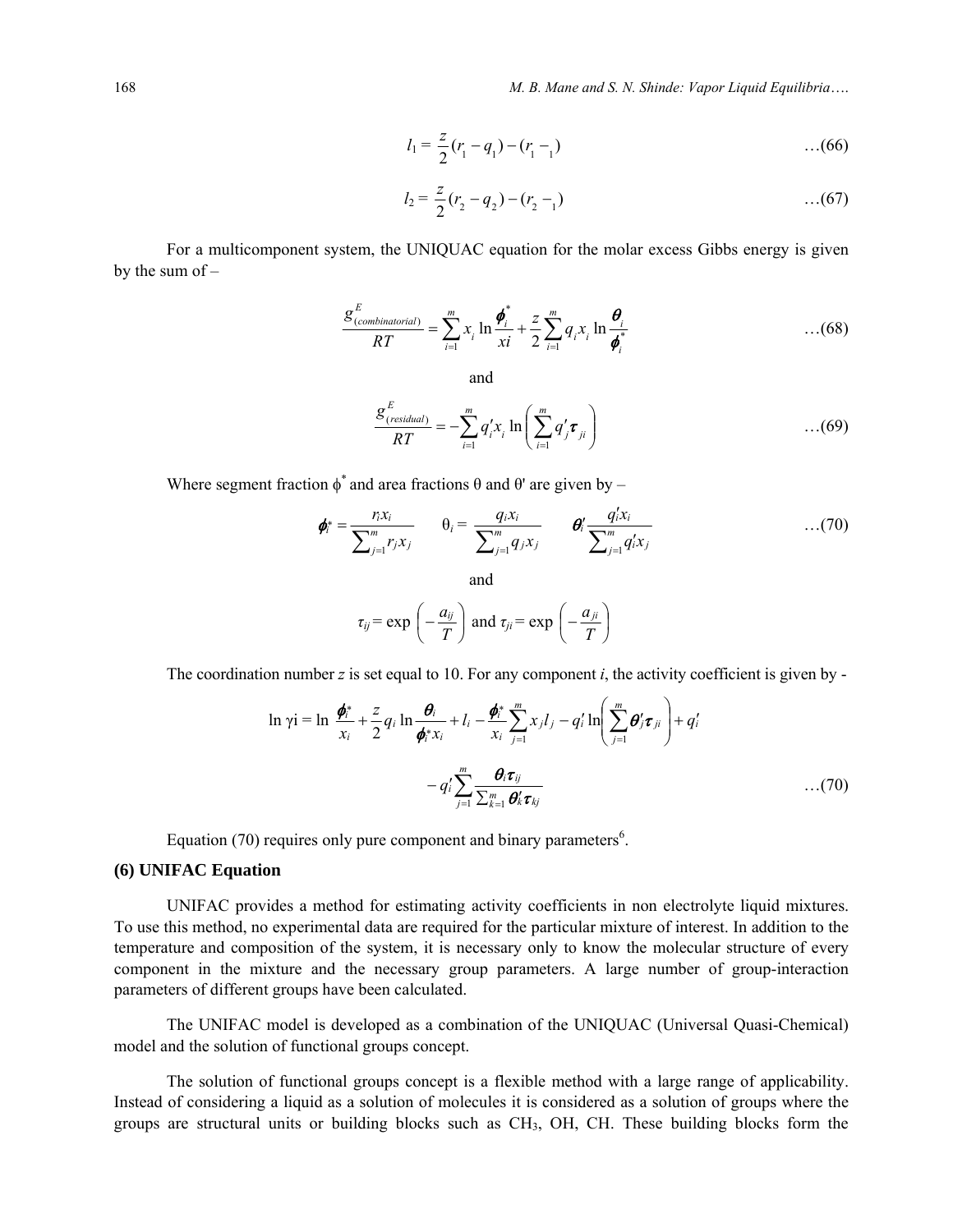$$l_1 = \frac{z}{2}(r_1 - q_1) - (r_1 - {}_1) \qquad \text{…(66)}$$

$$l_2 = \frac{z}{2}(r_2 - q_2) - (r_2 - {}_1) \qquad \text{…(67)}$$

For a multicomponent system, the UNIQUAC equation for the molar excess Gibbs energy is given by the sum of –

$$\frac{g^E_{(combinatorial)}}{RT} = \sum_{i=1}^{m} x_i \ln \frac{\phi_i^*}{xi} + \frac{z}{2}\sum_{i=1}^{m} q_i x_i \ln \frac{\theta_i}{\phi_i^*} \qquad \text{…(68)}$$

and

$$\frac{g^E_{(residual)}}{RT} = -\sum_{i=1}^{m} q'_i x_i \ln\left(\sum_{i=1}^{m} q'_j \tau_{ji}\right) \qquad \text{…(69)}$$

Where segment fraction $\phi^*$ and area fractions θ and θ' are given by –

$$\phi_i^* = \frac{r_i x_i}{\sum_{j=1}^{m} r_j x_j} \qquad \theta_i = \frac{q_i x_i}{\sum_{j=1}^{m} q_j x_j} \qquad \theta'_i \frac{q'_i x_i}{\sum_{j=1}^{m} q'_i x_j} \qquad \text{…(70)}$$

and

$$\tau_{ij} = \exp\left(-\frac{a_{ij}}{T}\right) \text{ and } \tau_{ji} = \exp\left(-\frac{a_{ji}}{T}\right)$$

The coordination number $z$ is set equal to 10. For any component $i$, the activity coefficient is given by -

$$\ln \gamma i = \ln \frac{\phi_i^*}{x_i} + \frac{z}{2} q_i \ln \frac{\theta_i}{\phi_i^* x_i} + l_i - \frac{\phi_i^*}{x_i}\sum_{j=1}^{m} x_j l_j - q'_i \ln\left(\sum_{j=1}^{m} \theta'_j \tau_{ji}\right) + q'_i - q'_i \sum_{j=1}^{m} \frac{\theta_i \tau_{ij}}{\sum_{k=1}^{m} \theta'_k \tau_{kj}} \qquad \text{…(70)}$$

Equation (70) requires only pure component and binary parameters[6].

### (6) UNIFAC Equation

UNIFAC provides a method for estimating activity coefficients in non electrolyte liquid mixtures. To use this method, no experimental data are required for the particular mixture of interest. In addition to the temperature and composition of the system, it is necessary only to know the molecular structure of every component in the mixture and the necessary group parameters. A large number of group-interaction parameters of different groups have been calculated.

The UNIFAC model is developed as a combination of the UNIQUAC (Universal Quasi-Chemical) model and the solution of functional groups concept.

The solution of functional groups concept is a flexible method with a large range of applicability. Instead of considering a liquid as a solution of molecules it is considered as a solution of groups where the groups are structural units or building blocks such as $CH_3$, OH, CH. These building blocks form the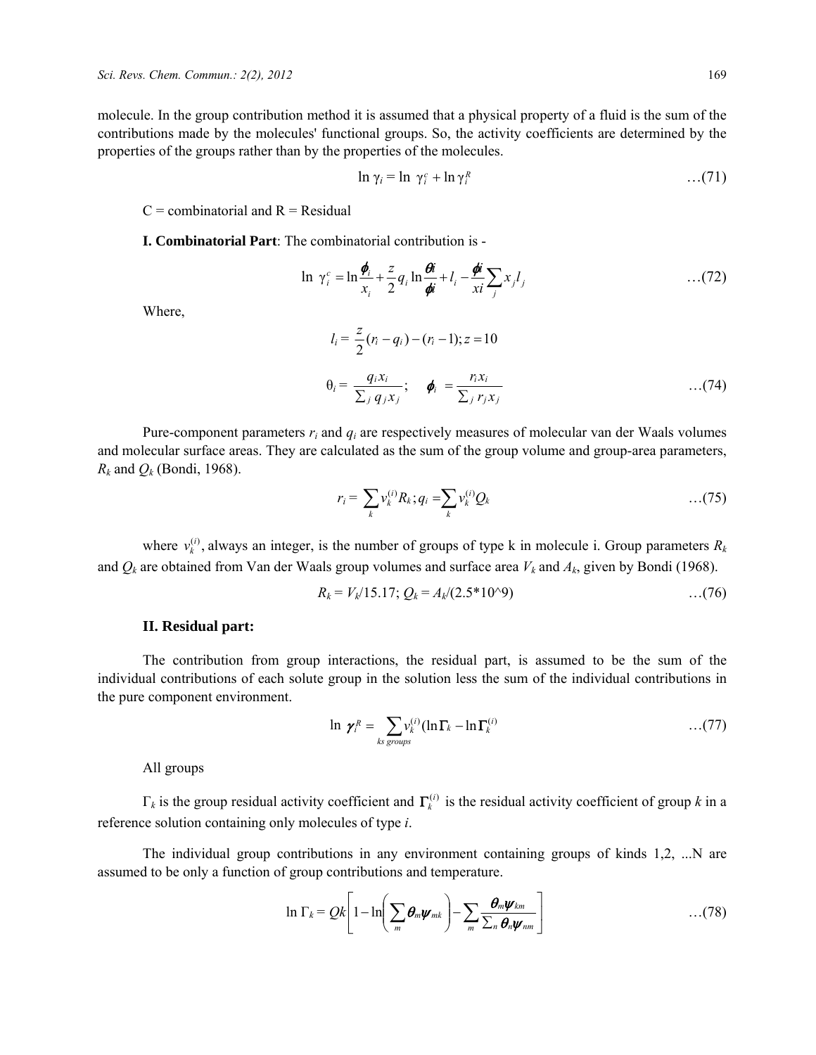molecule. In the group contribution method it is assumed that a physical property of a fluid is the sum of the contributions made by the molecules' functional groups. So, the activity coefficients are determined by the properties of the groups rather than by the properties of the molecules.

$$\ln \gamma_i = \ln \gamma_i^c + \ln \gamma_i^R \qquad \ldots(71)$$

C = combinatorial and R = Residual

**I. Combinatorial Part**: The combinatorial contribution is -

$$\ln \gamma_i^c = \ln \frac{\phi_i}{x_i} + \frac{z}{2} q_i \ln \frac{\theta i}{\phi i} + l_i - \frac{\phi i}{xi} \sum_j x_j l_j \qquad \ldots(72)$$

Where,

$$l_i = \frac{z}{2}(r_i - q_i) - (r_i - 1); z = 10$$

$$\theta_i = \frac{q_i x_i}{\sum_j q_j x_j}; \quad \phi_i = \frac{r_i x_i}{\sum_j r_j x_j} \qquad \ldots(74)$$

Pure-component parameters $r_i$ and $q_i$ are respectively measures of molecular van der Waals volumes and molecular surface areas. They are calculated as the sum of the group volume and group-area parameters, $R_k$ and $Q_k$ (Bondi, 1968).

$$r_i = \sum_k v_k^{(i)} R_k; q_i = \sum_k v_k^{(i)} Q_k \qquad \ldots(75)$$

where $v_k^{(i)}$, always an integer, is the number of groups of type k in molecule i. Group parameters $R_k$ and $Q_k$ are obtained from Van der Waals group volumes and surface area $V_k$ and $A_k$, given by Bondi (1968).

$$R_k = V_k/15.17; Q_k = A_k/(2.5*10^9) \qquad \ldots(76)$$

**II. Residual part:**

The contribution from group interactions, the residual part, is assumed to be the sum of the individual contributions of each solute group in the solution less the sum of the individual contributions in the pure component environment.

$$\ln \gamma_i^R = \sum_{ks\ groups} v_k^{(i)} (\ln \Gamma_k - \ln \Gamma_k^{(i)} \qquad \ldots(77)$$

All groups

$\Gamma_k$ is the group residual activity coefficient and $\Gamma_k^{(i)}$ is the residual activity coefficient of group $k$ in a reference solution containing only molecules of type $i$.

The individual group contributions in any environment containing groups of kinds 1,2, ...N are assumed to be only a function of group contributions and temperature.

$$\ln \Gamma_k = Qk \left[ 1 - \ln \left( \sum_m \theta_m \psi_{mk} \right) - \sum_m \frac{\theta_m \psi_{km}}{\sum_n \theta_n \psi_{nm}} \right] \qquad \ldots(78)$$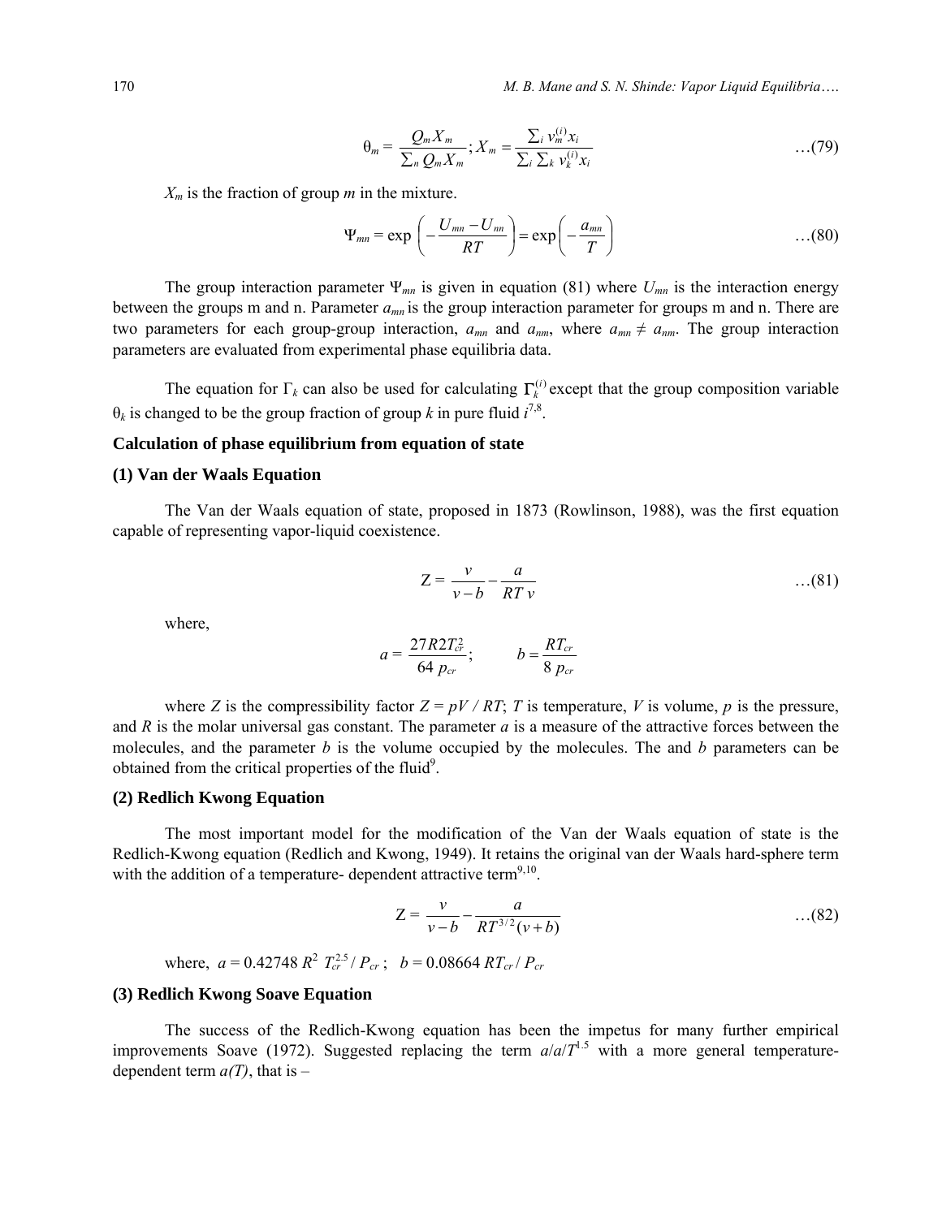$$\theta_m = \frac{Q_m X_m}{\sum_n Q_m X_m}; X_m = \frac{\sum_i v_m^{(i)} x_i}{\sum_i \sum_k v_k^{(i)} x_i} \quad \text{…(79)}$$

$X_m$ is the fraction of group *m* in the mixture.

$$\Psi_{mn} = \exp\left(-\frac{U_{mn} - U_{nn}}{RT}\right) = \exp\left(-\frac{a_{mn}}{T}\right) \quad \text{…(80)}$$

The group interaction parameter $\Psi_{mn}$ is given in equation (81) where $U_{mn}$ is the interaction energy between the groups m and n. Parameter $a_{mn}$ is the group interaction parameter for groups m and n. There are two parameters for each group-group interaction, $a_{mn}$ and $a_{nm}$, where $a_{mn} \neq a_{nm}$. The group interaction parameters are evaluated from experimental phase equilibria data.

The equation for $\Gamma_k$ can also be used for calculating $\Gamma_k^{(i)}$ except that the group composition variable $\theta_k$ is changed to be the group fraction of group *k* in pure fluid *i*[7,8].

### Calculation of phase equilibrium from equation of state

### (1) Van der Waals Equation

The Van der Waals equation of state, proposed in 1873 (Rowlinson, 1988), was the first equation capable of representing vapor-liquid coexistence.

$$Z = \frac{v}{v-b} - \frac{a}{RT\,v} \quad \text{…(81)}$$

where,

$$a = \frac{27R2T_{cr}^2}{64\,p_{cr}}; \qquad b = \frac{RT_{cr}}{8\,p_{cr}}$$

where *Z* is the compressibility factor $Z = pV / RT$; *T* is temperature, *V* is volume, *p* is the pressure, and *R* is the molar universal gas constant. The parameter *a* is a measure of the attractive forces between the molecules, and the parameter *b* is the volume occupied by the molecules. The and *b* parameters can be obtained from the critical properties of the fluid[9].

### (2) Redlich Kwong Equation

The most important model for the modification of the Van der Waals equation of state is the Redlich-Kwong equation (Redlich and Kwong, 1949). It retains the original van der Waals hard-sphere term with the addition of a temperature- dependent attractive term[9,10].

$$Z = \frac{v}{v-b} - \frac{a}{RT^{3/2}(v+b)} \quad \text{…(82)}$$

where, $a = 0.42748\,R^2\,T_{cr}^{2.5} / P_{cr}$ ; $b = 0.08664\,RT_{cr} / P_{cr}$

### (3) Redlich Kwong Soave Equation

The success of the Redlich-Kwong equation has been the impetus for many further empirical improvements Soave (1972). Suggested replacing the term $a/a/T^{1.5}$ with a more general temperature-dependent term *a(T)*, that is –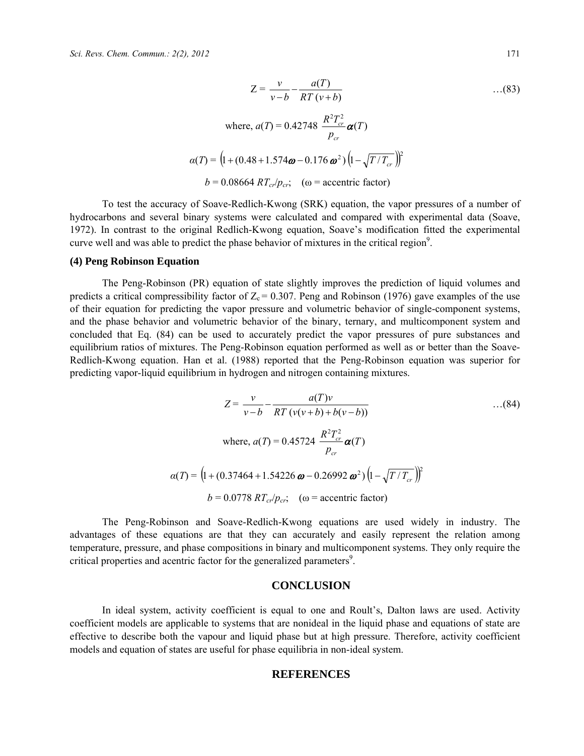$$Z = \frac{v}{v-b} - \frac{a(T)}{RT\,(v+b)} \qquad \text{…(83)}$$

$$\text{where, } a(T) = 0.42748\,\frac{R^2 T_{cr}^2}{p_{cr}}\,\alpha(T)$$

$$\alpha(T) = \left(1 + (0.48 + 1.574\omega - 0.176\,\omega^2)\left(1 - \sqrt{T/T_{cr}}\right)\right)^2$$

$$b = 0.08664\, RT_{cr}/p_{cr}; \quad (\omega = \text{accentric factor})$$

To test the accuracy of Soave-Redlich-Kwong (SRK) equation, the vapor pressures of a number of hydrocarbons and several binary systems were calculated and compared with experimental data (Soave, 1972). In contrast to the original Redlich-Kwong equation, Soave's modification fitted the experimental curve well and was able to predict the phase behavior of mixtures in the critical region[9].

### (4) Peng Robinson Equation

The Peng-Robinson (PR) equation of state slightly improves the prediction of liquid volumes and predicts a critical compressibility factor of $Z_c = 0.307$. Peng and Robinson (1976) gave examples of the use of their equation for predicting the vapor pressure and volumetric behavior of single-component systems, and the phase behavior and volumetric behavior of the binary, ternary, and multicomponent system and concluded that Eq. (84) can be used to accurately predict the vapor pressures of pure substances and equilibrium ratios of mixtures. The Peng-Robinson equation performed as well as or better than the Soave-Redlich-Kwong equation. Han et al. (1988) reported that the Peng-Robinson equation was superior for predicting vapor-liquid equilibrium in hydrogen and nitrogen containing mixtures.

$$Z = \frac{v}{v-b} - \frac{a(T)v}{RT\,(v(v+b) + b(v-b))} \qquad \text{…(84)}$$

$$\text{where, } a(T) = 0.45724\,\frac{R^2 T_{cr}^2}{p_{cr}}\,\alpha(T)$$

$$\alpha(T) = \left(1 + (0.37464 + 1.54226\,\omega - 0.26992\,\omega^2)\left(1 - \sqrt{T/T_{cr}}\right)\right)^2$$

$$b = 0.0778\, RT_{cr}/p_{cr}; \quad (\omega = \text{accentric factor})$$

The Peng-Robinson and Soave-Redlich-Kwong equations are used widely in industry. The advantages of these equations are that they can accurately and easily represent the relation among temperature, pressure, and phase compositions in binary and multicomponent systems. They only require the critical properties and acentric factor for the generalized parameters[9].

## CONCLUSION

In ideal system, activity coefficient is equal to one and Roult's, Dalton laws are used. Activity coefficient models are applicable to systems that are nonideal in the liquid phase and equations of state are effective to describe both the vapour and liquid phase but at high pressure. Therefore, activity coefficient models and equation of states are useful for phase equilibria in non-ideal system.

## REFERENCES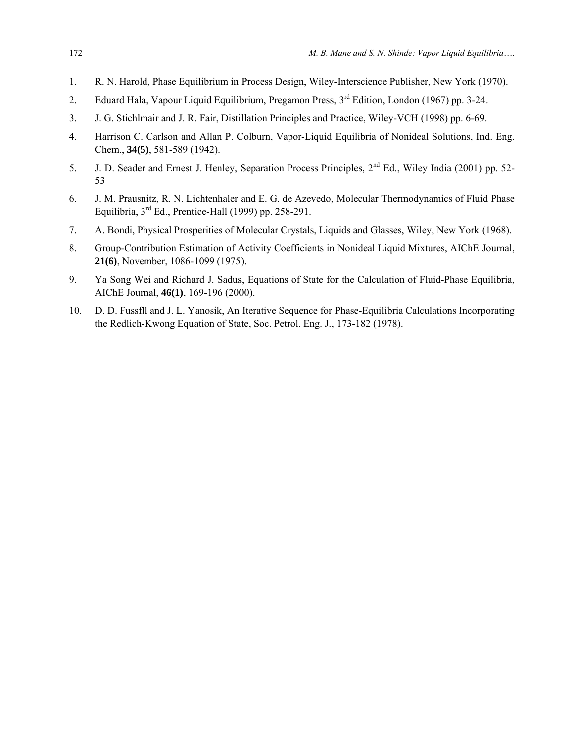1. R. N. Harold, Phase Equilibrium in Process Design, Wiley-Interscience Publisher, New York (1970).
2. Eduard Hala, Vapour Liquid Equilibrium, Pregamon Press, 3rd Edition, London (1967) pp. 3-24.
3. J. G. Stichlmair and J. R. Fair, Distillation Principles and Practice, Wiley-VCH (1998) pp. 6-69.
4. Harrison C. Carlson and Allan P. Colburn, Vapor-Liquid Equilibria of Nonideal Solutions, Ind. Eng. Chem., **34(5)**, 581-589 (1942).
5. J. D. Seader and Ernest J. Henley, Separation Process Principles, 2nd Ed., Wiley India (2001) pp. 52-53
6. J. M. Prausnitz, R. N. Lichtenhaler and E. G. de Azevedo, Molecular Thermodynamics of Fluid Phase Equilibria, 3rd Ed., Prentice-Hall (1999) pp. 258-291.
7. A. Bondi, Physical Prosperities of Molecular Crystals, Liquids and Glasses, Wiley, New York (1968).
8. Group-Contribution Estimation of Activity Coefficients in Nonideal Liquid Mixtures, AIChE Journal, **21(6)**, November, 1086-1099 (1975).
9. Ya Song Wei and Richard J. Sadus, Equations of State for the Calculation of Fluid-Phase Equilibria, AIChE Journal, **46(1)**, 169-196 (2000).
10. D. D. Fussfll and J. L. Yanosik, An Iterative Sequence for Phase-Equilibria Calculations Incorporating the Redlich-Kwong Equation of State, Soc. Petrol. Eng. J., 173-182 (1978).